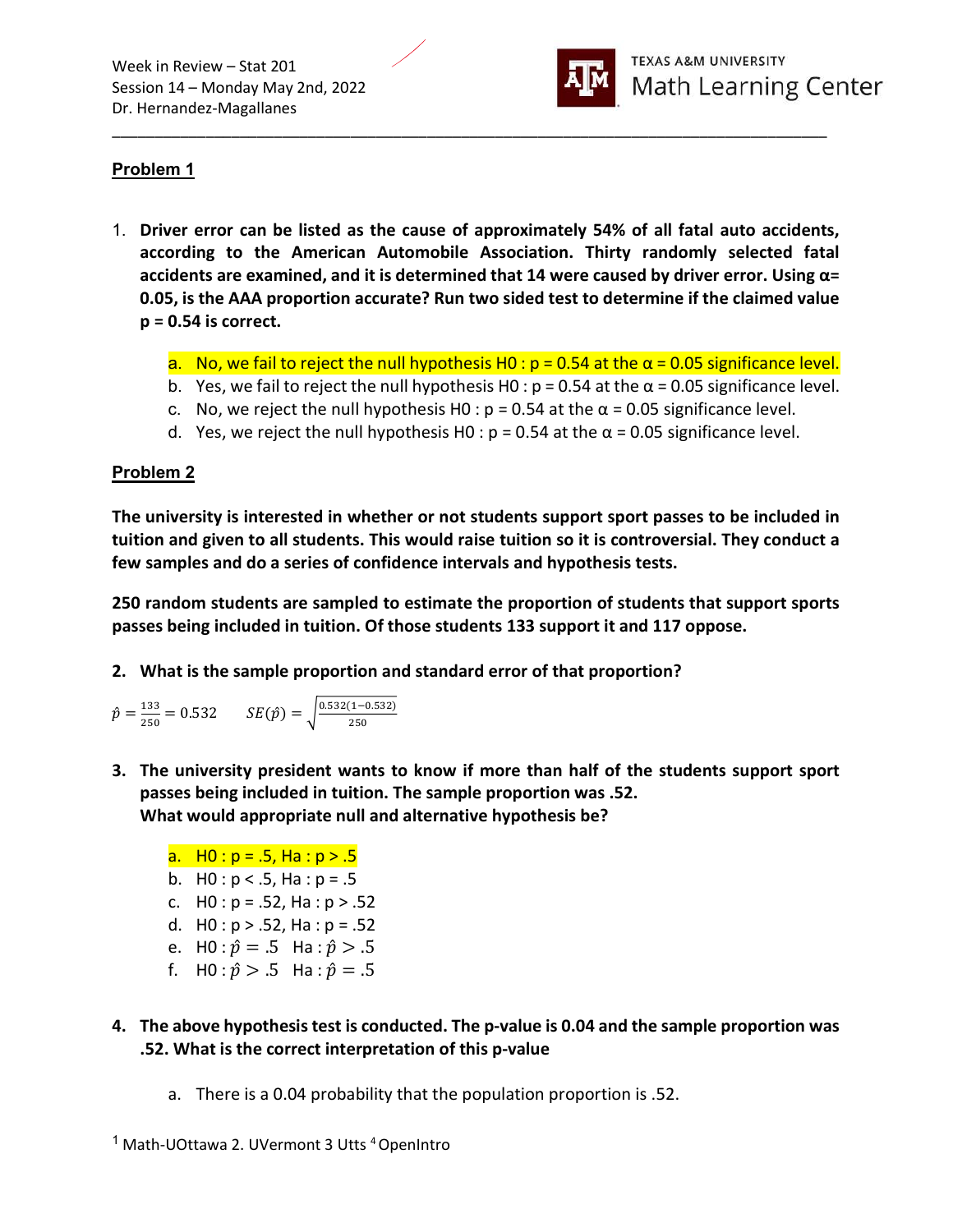Week in Review – Stat 201
Session 14 – Monday May 2nd, 2022
Dr. Hernandez-Magallanes

TEXAS A&M UNIVERSITY
Math Learning Center

## Problem 1

1. **Driver error can be listed as the cause of approximately 54% of all fatal auto accidents, according to the American Automobile Association. Thirty randomly selected fatal accidents are examined, and it is determined that 14 were caused by driver error. Using α= 0.05, is the AAA proportion accurate? Run two sided test to determine if the claimed value p = 0.54 is correct.**

   a. No, we fail to reject the null hypothesis H0 : p = 0.54 at the α = 0.05 significance level.
   b. Yes, we fail to reject the null hypothesis H0 : p = 0.54 at the α = 0.05 significance level.
   c. No, we reject the null hypothesis H0 : p = 0.54 at the α = 0.05 significance level.
   d. Yes, we reject the null hypothesis H0 : p = 0.54 at the α = 0.05 significance level.

## Problem 2

**The university is interested in whether or not students support sport passes to be included in tuition and given to all students. This would raise tuition so it is controversial. They conduct a few samples and do a series of confidence intervals and hypothesis tests.**

**250 random students are sampled to estimate the proportion of students that support sports passes being included in tuition. Of those students 133 support it and 117 oppose.**

2. **What is the sample proportion and standard error of that proportion?**

$\hat{p} = \frac{133}{250} = 0.532 \qquad SE(\hat{p}) = \sqrt{\frac{0.532(1-0.532)}{250}}$

3. **The university president wants to know if more than half of the students support sport passes being included in tuition. The sample proportion was .52. What would appropriate null and alternative hypothesis be?**

   a. H0 : p = .5, Ha : p > .5
   b. H0 : p < .5, Ha : p = .5
   c. H0 : p = .52, Ha : p > .52
   d. H0 : p > .52, Ha : p = .52
   e. H0 : $\hat{p} = .5$ Ha : $\hat{p} > .5$
   f. H0 : $\hat{p} > .5$ Ha : $\hat{p} = .5$

4. **The above hypothesis test is conducted. The p-value is 0.04 and the sample proportion was .52. What is the correct interpretation of this p-value**

   a. There is a 0.04 probability that the population proportion is .52.

[1] Math-UOttawa 2. UVermont 3 Utts [4] OpenIntro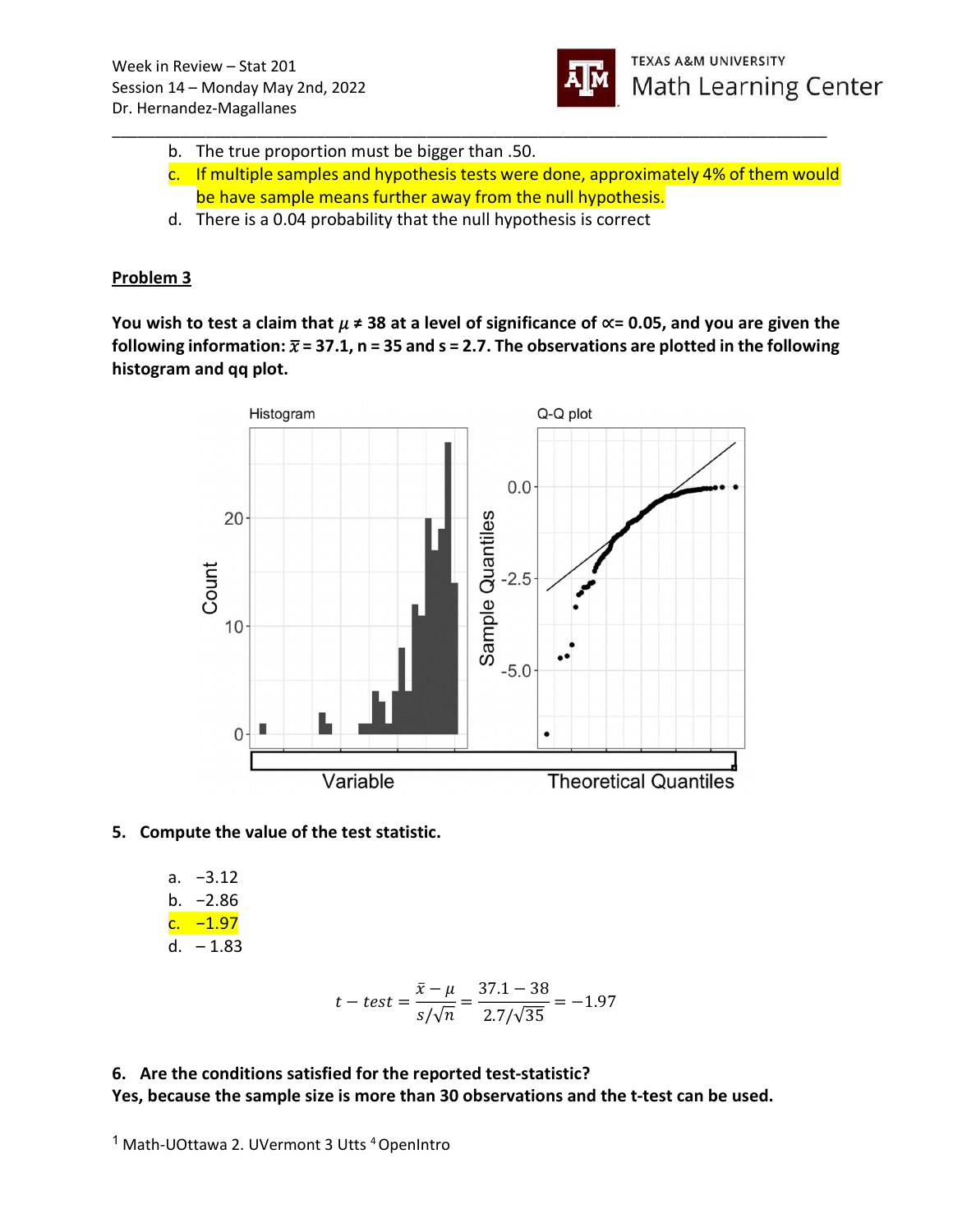b. The true proportion must be bigger than .50.

c. If multiple samples and hypothesis tests were done, approximately 4% of them would be have sample means further away from the null hypothesis.

d. There is a 0.04 probability that the null hypothesis is correct

**Problem 3**

**You wish to test a claim that $\mu \neq 38$ at a level of significance of $\propto = 0.05$, and you are given the following information: $\bar{x} = 37.1$, n = 35 and s = 2.7. The observations are plotted in the following histogram and qq plot.**

**5. Compute the value of the test statistic.**

a. −3.12

b. −2.86

c. −1.97

d. − 1.83

$$t - test = \frac{\bar{x} - \mu}{s/\sqrt{n}} = \frac{37.1 - 38}{2.7/\sqrt{35}} = -1.97$$

**6. Are the conditions satisfied for the reported test-statistic?**

**Yes, because the sample size is more than 30 observations and the t-test can be used.**

[1] Math-UOttawa 2. UVermont 3 Utts [4] OpenIntro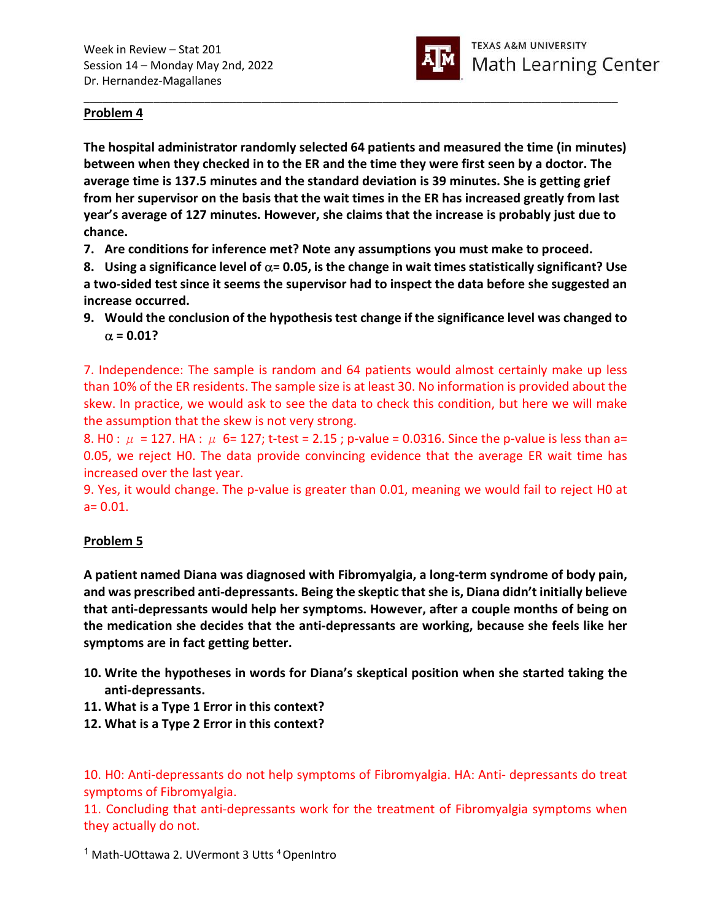## Problem 4

**The hospital administrator randomly selected 64 patients and measured the time (in minutes) between when they checked in to the ER and the time they were first seen by a doctor. The average time is 137.5 minutes and the standard deviation is 39 minutes. She is getting grief from her supervisor on the basis that the wait times in the ER has increased greatly from last year's average of 127 minutes. However, she claims that the increase is probably just due to chance.**

7. **Are conditions for inference met? Note any assumptions you must make to proceed.**
8. **Using a significance level of $\alpha$= 0.05, is the change in wait times statistically significant? Use a two-sided test since it seems the supervisor had to inspect the data before she suggested an increase occurred.**
9. **Would the conclusion of the hypothesis test change if the significance level was changed to $\alpha$ = 0.01?**

7. Independence: The sample is random and 64 patients would almost certainly make up less than 10% of the ER residents. The sample size is at least 30. No information is provided about the skew. In practice, we would ask to see the data to check this condition, but here we will make the assumption that the skew is not very strong.

8. H0 : $\mu$ = 127. HA : $\mu$ 6= 127; t-test = 2.15 ; p-value = 0.0316. Since the p-value is less than a= 0.05, we reject H0. The data provide convincing evidence that the average ER wait time has increased over the last year.

9. Yes, it would change. The p-value is greater than 0.01, meaning we would fail to reject H0 at a= 0.01.

## Problem 5

**A patient named Diana was diagnosed with Fibromyalgia, a long-term syndrome of body pain, and was prescribed anti-depressants. Being the skeptic that she is, Diana didn't initially believe that anti-depressants would help her symptoms. However, after a couple months of being on the medication she decides that the anti-depressants are working, because she feels like her symptoms are in fact getting better.**

10. **Write the hypotheses in words for Diana's skeptical position when she started taking the anti-depressants.**
11. **What is a Type 1 Error in this context?**
12. **What is a Type 2 Error in this context?**

10. H0: Anti-depressants do not help symptoms of Fibromyalgia. HA: Anti- depressants do treat symptoms of Fibromyalgia.

11. Concluding that anti-depressants work for the treatment of Fibromyalgia symptoms when they actually do not.

[1] Math-UOttawa 2. UVermont 3 Utts [4] OpenIntro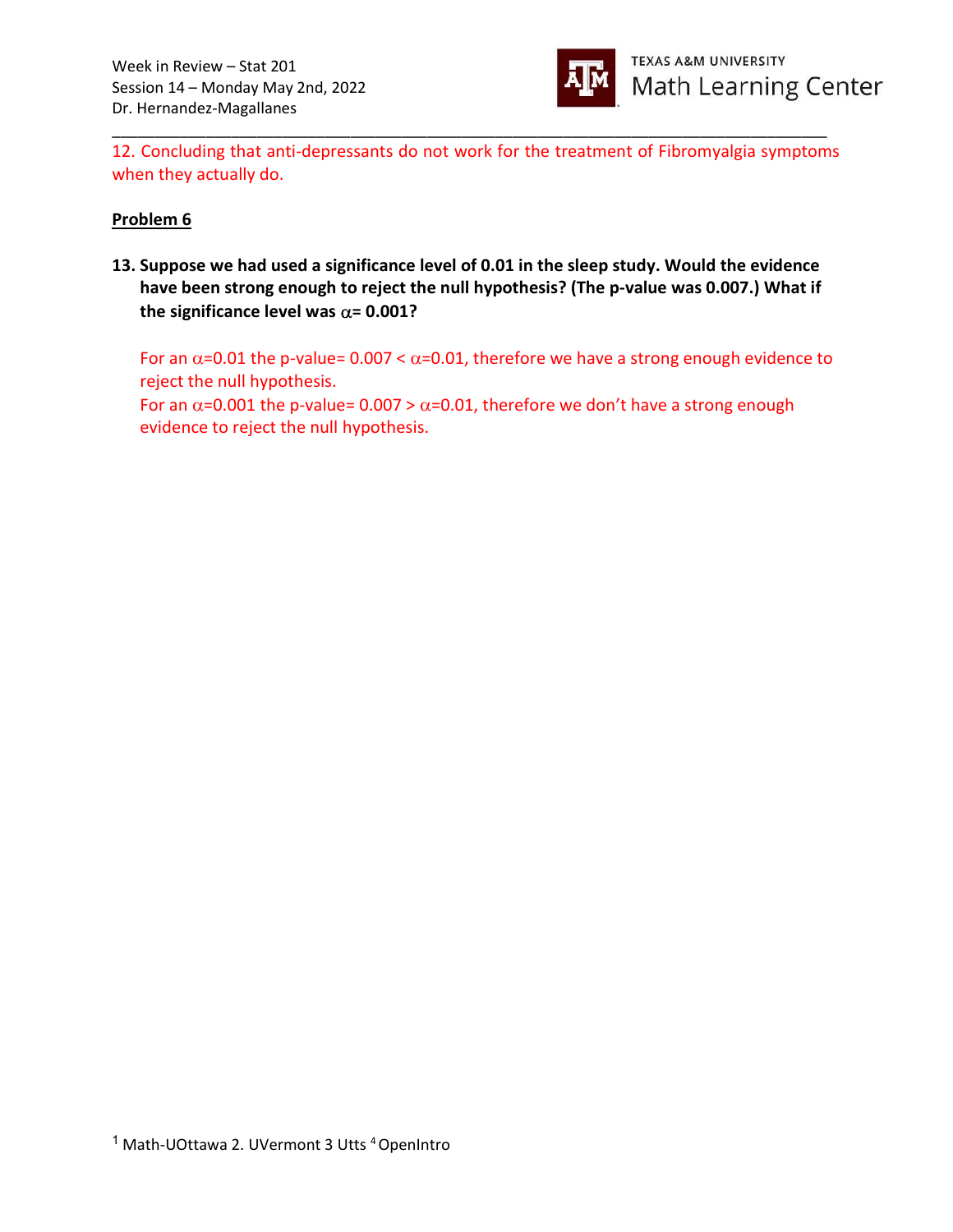12. Concluding that anti-depressants do not work for the treatment of Fibromyalgia symptoms when they actually do.

**Problem 6**

**13. Suppose we had used a significance level of 0.01 in the sleep study. Would the evidence have been strong enough to reject the null hypothesis? (The p-value was 0.007.) What if the significance level was $\alpha$= 0.001?**

For an $\alpha$=0.01 the p-value= 0.007 < $\alpha$=0.01, therefore we have a strong enough evidence to reject the null hypothesis.
For an $\alpha$=0.001 the p-value= 0.007 > $\alpha$=0.01, therefore we don't have a strong enough evidence to reject the null hypothesis.

[1] Math-UOttawa 2. UVermont 3 Utts [4] OpenIntro